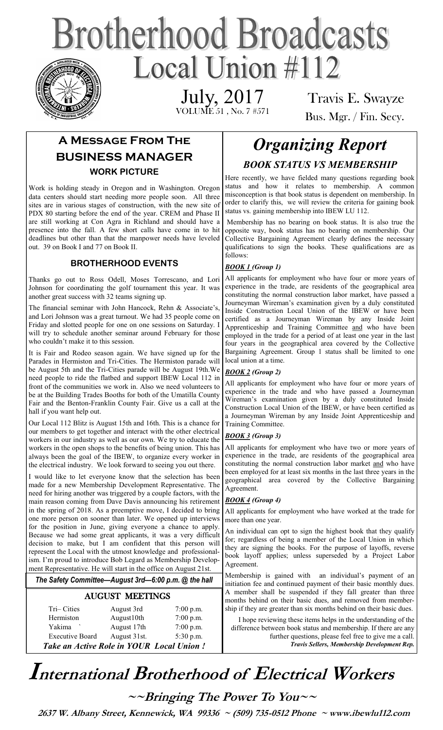# Brotherhood Broadcasts

## Local Union #112

July, 2017
VOLUME 51 , No. 7 #571

Travis E. Swayze
Bus. Mgr. / Fin. Secy.

## A Message From The Business Manager

### WORK PICTURE

Work is holding steady in Oregon and in Washington. Oregon data centers should start needing more people soon. All three sites are in various stages of construction, with the new site of PDX 80 starting before the end of the year. CREM and Phase II are still working at Con Agra in Richland and should have a presence into the fall. A few short calls have come in to hit deadlines but other than that the manpower needs have leveled out. 39 on Book I and 77 on Book II.

### BROTHERHOOD EVENTS

Thanks go out to Ross Odell, Moses Torrescano, and Lori Johnson for coordinating the golf tournament this year. It was another great success with 32 teams signing up.

The financial seminar with John Hancock, Rehn & Associate's, and Lori Johnson was a great turnout. We had 35 people come on Friday and slotted people for one on one sessions on Saturday. I will try to schedule another seminar around February for those who couldn't make it to this session.

It is Fair and Rodeo season again. We have signed up for the Parades in Hermiston and Tri-Cities. The Hermiston parade will be August 5th and the Tri-Cities parade will be August 19th.We need people to ride the flatbed and support IBEW Local 112 in front of the communities we work in. Also we need volunteers to be at the Building Trades Booths for both of the Umatilla County Fair and the Benton-Franklin County Fair. Give us a call at the hall if you want help out.

Our Local 112 Blitz is August 15th and 16th. This is a chance for our members to get together and interact with the other electrical workers in our industry as well as our own. We try to educate the workers in the open shops to the benefits of being union. This has always been the goal of the IBEW, to organize every worker in the electrical industry. We look forward to seeing you out there.

I would like to let everyone know that the selection has been made for a new Membership Development Representative. The need for hiring another was triggered by a couple factors, with the main reason coming from Dave Davis announcing his retirement in the spring of 2018. As a preemptive move, I decided to bring one more person on sooner than later. We opened up interviews for the position in June, giving everyone a chance to apply. Because we had some great applicants, it was a very difficult decision to make, but I am confident that this person will represent the Local with the utmost knowledge and professionalism. I'm proud to introduce Bob Legard as Membership Development Representative. He will start in the office on August 21st.

***The Safety Committee—August 3rd—6:00 p.m. @ the hall***

### AUGUST MEETINGS

| | | |
|---|---|---|
| Tri– Cities | August 3rd | 7:00 p.m. |
| Hermiston | August10th | 7:00 p.m. |
| Yakima ` | August 17th | 7:00 p.m. |
| Executive Board | August 31st. | 5:30 p.m. |

***Take an Active Role in YOUR Local Union !***

## *Organizing Report*

### *BOOK STATUS VS MEMBERSHIP*

Here recently, we have fielded many questions regarding book status and how it relates to membership. A common misconception is that book status is dependent on membership. In order to clarify this, we will review the criteria for gaining book status vs. gaining membership into IBEW LU 112.

Membership has no bearing on book status. It is also true the opposite way, book status has no bearing on membership. Our Collective Bargaining Agreement clearly defines the necessary qualifications to sign the books. These qualifications are as follows:

***BOOK 1** (Group 1)*

All applicants for employment who have four or more years of experience in the trade, are residents of the geographical area constituting the normal construction labor market, have passed a Journeyman Wireman's examination given by a duly constituted Inside Construction Local Union of the IBEW or have been certified as a Journeyman Wireman by any Inside Joint Apprenticeship and Training Committee and who have been employed in the trade for a period of at least one year in the last four years in the geographical area covered by the Collective Bargaining Agreement. Group 1 status shall be limited to one local union at a time.

***BOOK 2** (Group 2)*

All applicants for employment who have four or more years of experience in the trade and who have passed a Journeyman Wireman's examination given by a duly constituted Inside Construction Local Union of the IBEW, or have been certified as a Journeyman Wireman by any Inside Joint Apprenticeship and Training Committee.

***BOOK 3** (Group 3)*

All applicants for employment who have two or more years of experience in the trade, are residents of the geographical area constituting the normal construction labor market and who have been employed for at least six months in the last three years in the geographical area covered by the Collective Bargaining Agreement.

***BOOK 4** (Group 4)*

All applicants for employment who have worked at the trade for more than one year.

An individual can opt to sign the highest book that they qualify for; regardless of being a member of the Local Union in which they are signing the books. For the purpose of layoffs, reverse book layoff applies; unless superseded by a Project Labor Agreement.

Membership is gained with an individual's payment of an initiation fee and continued payment of their basic monthly dues. A member shall be suspended if they fall greater than three months behind on their basic dues, and removed from membership if they are greater than six months behind on their basic dues.

I hope reviewing these items helps in the understanding of the difference between book status and membership. If there are any further questions, please feel free to give me a call.

***Travis Sellers, Membership Development Rep.***

# International Brotherhood of Electrical Workers

**~~Bringing The Power To You~~**

**2637 W. Albany Street, Kennewick, WA 99336 ~ (509) 735-0512 Phone ~ www.ibewlu112.com**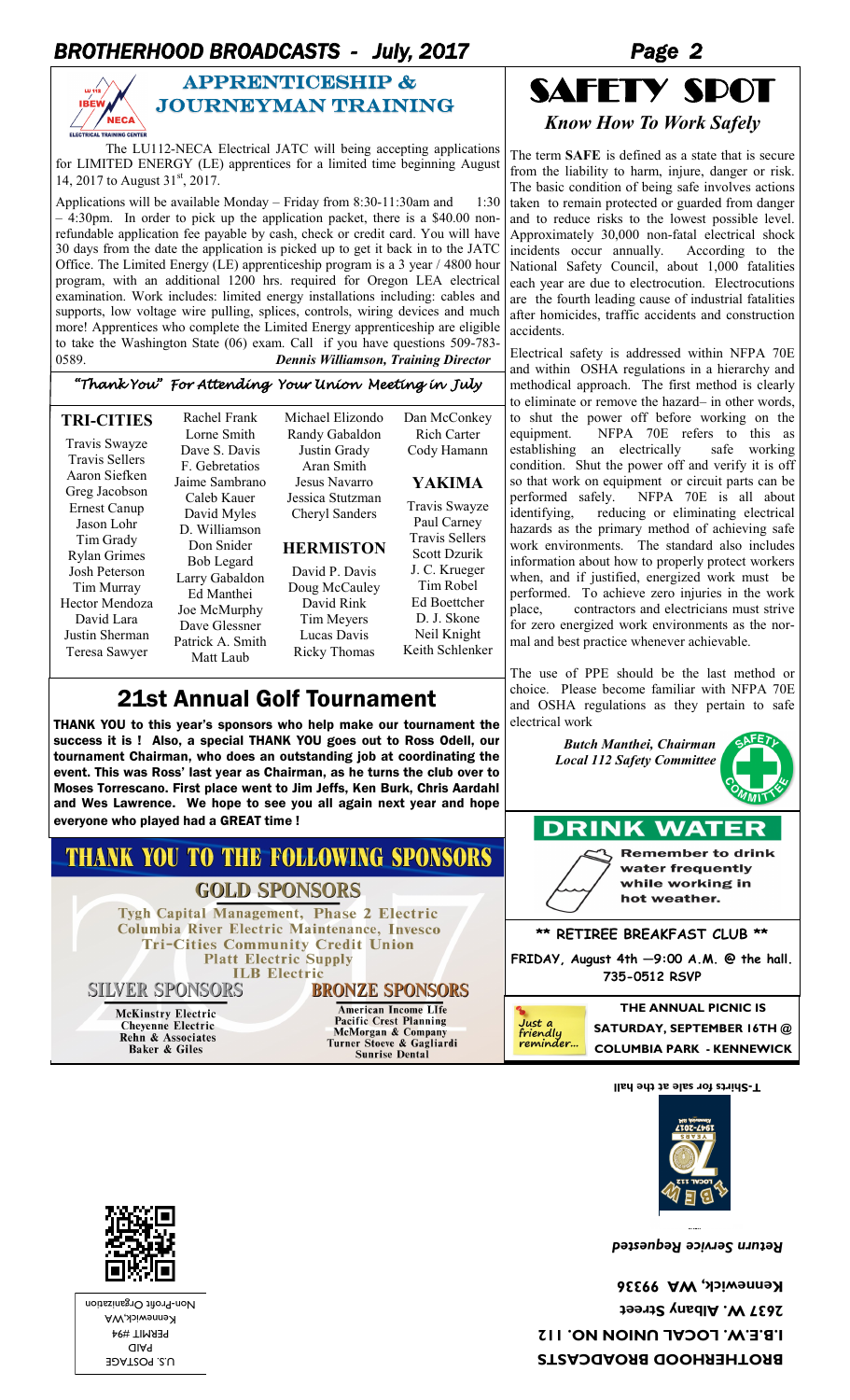## APPRENTICESHIP & JOURNEYMAN TRAINING

The LU112-NECA Electrical JATC will being accepting applications for LIMITED ENERGY (LE) apprentices for a limited time beginning August 14, 2017 to August 31st, 2017.

Applications will be available Monday – Friday from 8:30-11:30am and 1:30 – 4:30pm. In order to pick up the application packet, there is a $40.00 non-refundable application fee payable by cash, check or credit card. You will have 30 days from the date the application is picked up to get it back in to the JATC Office. The Limited Energy (LE) apprenticeship program is a 3 year / 4800 hour program, with an additional 1200 hrs. required for Oregon LEA electrical examination. Work includes: limited energy installations including: cables and supports, low voltage wire pulling, splices, controls, wiring devices and much more! Apprentices who complete the Limited Energy apprenticeship are eligible to take the Washington State (06) exam. Call if you have questions 509-783-0589.

*Dennis Williamson, Training Director*

### "Thank You" For Attending Your Union Meeting in July

**TRI-CITIES**

Travis Swayze
Travis Sellers
Aaron Siefken
Greg Jacobson
Ernest Canup
Jason Lohr
Tim Grady
Rylan Grimes
Josh Peterson
Tim Murray
Hector Mendoza
David Lara
Justin Sherman
Teresa Sawyer
Rachel Frank
Lorne Smith
Dave S. Davis
F. Gebretatios
Jaime Sambrano
Caleb Kauer
David Myles
D. Williamson
Don Snider
Bob Legard
Larry Gabaldon
Ed Manthei
Joe McMurphy
Dave Glessner
Patrick A. Smith
Matt Laub
Michael Elizondo
Randy Gabaldon
Justin Grady
Aran Smith
Jesus Navarro
Jessica Stutzman
Cheryl Sanders

**HERMISTON**

David P. Davis
Doug McCauley
David Rink
Tim Meyers
Lucas Davis
Ricky Thomas
Dan McConkey
Rich Carter
Cody Hamann

**YAKIMA**

Travis Swayze
Paul Carney
Travis Sellers
Scott Dzurik
J. C. Krueger
Tim Robel
Ed Boettcher
D. J. Skone
Neil Knight
Keith Schlenker

## 21st Annual Golf Tournament

**THANK YOU to this year's sponsors who help make our tournament the success it is ! Also, a special THANK YOU goes out to Ross Odell, our tournament Chairman, who does an outstanding job at coordinating the event. This was Ross' last year as Chairman, as he turns the club over to Moses Torrescano. First place went to Jim Jeffs, Ken Burk, Chris Aardahl and Wes Lawrence. We hope to see you all again next year and hope everyone who played had a GREAT time !**

### THANK YOU TO THE FOLLOWING SPONSORS

**GOLD SPONSORS**

Tygh Capital Management, Phase 2 Electric
Columbia River Electric Maintenance, Invesco
Tri-Cities Community Credit Union
Platt Electric Supply
ILB Electric

**SILVER SPONSORS**

McKinstry Electric
Cheyenne Electric
Rehn & Associates
Baker & Giles

**BRONZE SPONSORS**

American Income LIfe
Pacific Crest Planning
McMorgan & Company
Turner Stoeve & Gagliardi
Sunrise Dental

## SAFETY SPOT

*Know How To Work Safely*

The term **SAFE** is defined as a state that is secure from the liability to harm, injure, danger or risk. The basic condition of being safe involves actions taken to remain protected or guarded from danger and to reduce risks to the lowest possible level. Approximately 30,000 non-fatal electrical shock incidents occur annually. According to the National Safety Council, about 1,000 fatalities each year are due to electrocution. Electrocutions are the fourth leading cause of industrial fatalities after homicides, traffic accidents and construction accidents.

Electrical safety is addressed within NFPA 70E and within OSHA regulations in a hierarchy and methodical approach. The first method is clearly to eliminate or remove the hazard– in other words, to shut the power off before working on the equipment. NFPA 70E refers to this as establishing an electrically safe working condition. Shut the power off and verify it is off so that work on equipment or circuit parts can be performed safely. NFPA 70E is all about identifying, reducing or eliminating electrical hazards as the primary method of achieving safe work environments. The standard also includes information about how to properly protect workers when, and if justified, energized work must be performed. To achieve zero injuries in the work place, contractors and electricians must strive for zero energized work environments as the normal and best practice whenever achievable.

The use of PPE should be the last method or choice. Please become familiar with NFPA 70E and OSHA regulations as they pertain to safe electrical work

*Butch Manthei, Chairman*
*Local 112 Safety Committee*

## DRINK WATER

Remember to drink water frequently while working in hot weather.

**\*\* RETIREE BREAKFAST CLUB \*\***

**FRIDAY, August 4th —9:00 A.M. @ the hall. 735-0512 RSVP**

Just a friendly reminder...

**THE ANNUAL PICNIC IS SATURDAY, SEPTEMBER 16TH @ COLUMBIA PARK - KENNEWICK**

**T-Shirts for sale at the hall**

**BROTHERHOOD BROADCASTS**
**I.B.E.W. LOCAL UNION NO. 112**
**2637 W. Albany Street**
**Kennewick, WA 99336**

***Return Service Requested***

U.S. POSTAGE
PAID
PERMIT #94
Kennewick,WA
Non-Profit Organization